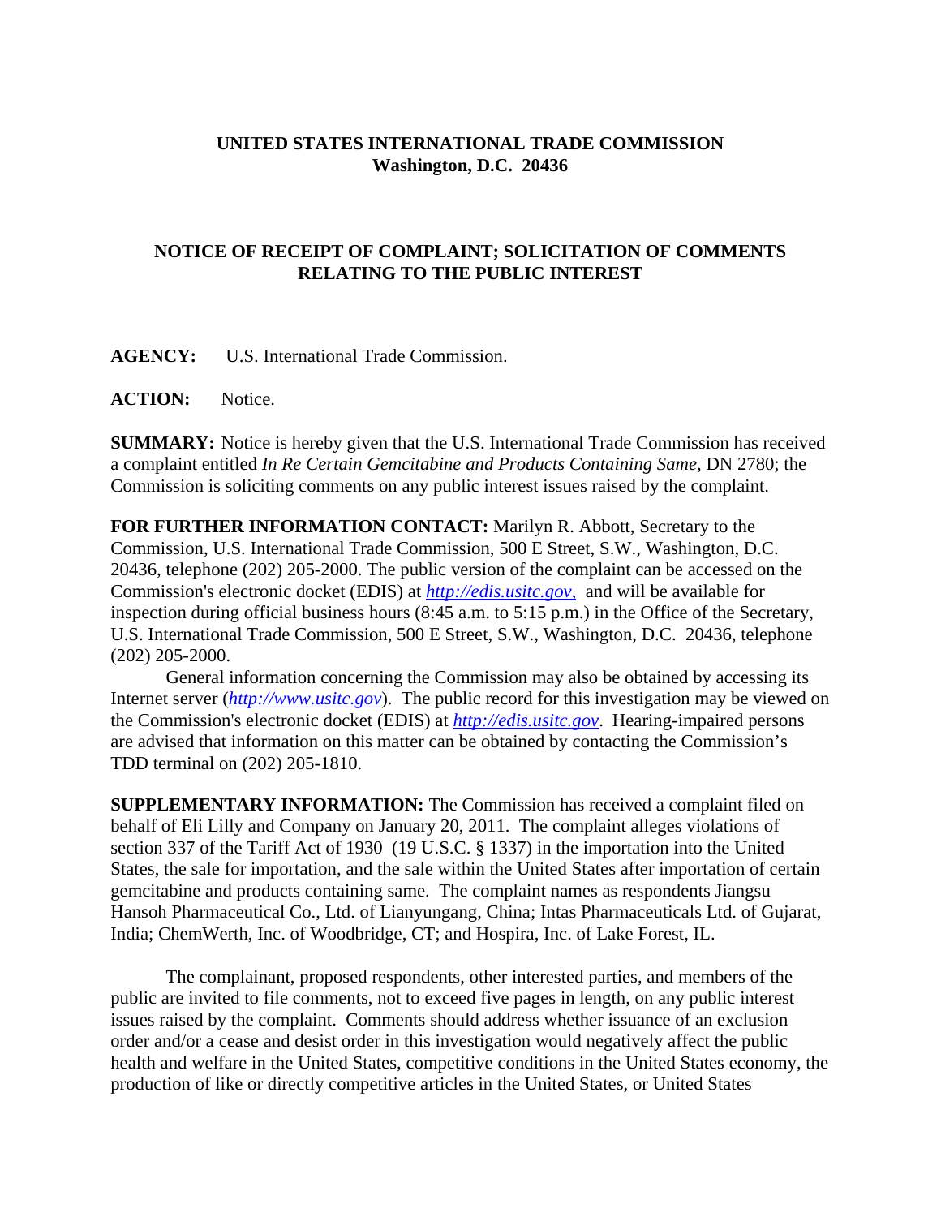**UNITED STATES INTERNATIONAL TRADE COMMISSION**
**Washington, D.C. 20436**

**NOTICE OF RECEIPT OF COMPLAINT; SOLICITATION OF COMMENTS RELATING TO THE PUBLIC INTEREST**

**AGENCY:** U.S. International Trade Commission.

**ACTION:** Notice.

**SUMMARY:** Notice is hereby given that the U.S. International Trade Commission has received a complaint entitled *In Re Certain Gemcitabine and Products Containing Same,* DN 2780; the Commission is soliciting comments on any public interest issues raised by the complaint.

**FOR FURTHER INFORMATION CONTACT:** Marilyn R. Abbott, Secretary to the Commission, U.S. International Trade Commission, 500 E Street, S.W., Washington, D.C. 20436, telephone (202) 205-2000. The public version of the complaint can be accessed on the Commission's electronic docket (EDIS) at *http://edis.usitc.gov*, and will be available for inspection during official business hours (8:45 a.m. to 5:15 p.m.) in the Office of the Secretary, U.S. International Trade Commission, 500 E Street, S.W., Washington, D.C. 20436, telephone (202) 205-2000.

General information concerning the Commission may also be obtained by accessing its Internet server (*http://www.usitc.gov*). The public record for this investigation may be viewed on the Commission's electronic docket (EDIS) at *http://edis.usitc.gov*. Hearing-impaired persons are advised that information on this matter can be obtained by contacting the Commission's TDD terminal on (202) 205-1810.

**SUPPLEMENTARY INFORMATION:** The Commission has received a complaint filed on behalf of Eli Lilly and Company on January 20, 2011. The complaint alleges violations of section 337 of the Tariff Act of 1930 (19 U.S.C. § 1337) in the importation into the United States, the sale for importation, and the sale within the United States after importation of certain gemcitabine and products containing same. The complaint names as respondents Jiangsu Hansoh Pharmaceutical Co., Ltd. of Lianyungang, China; Intas Pharmaceuticals Ltd. of Gujarat, India; ChemWerth, Inc. of Woodbridge, CT; and Hospira, Inc. of Lake Forest, IL.

The complainant, proposed respondents, other interested parties, and members of the public are invited to file comments, not to exceed five pages in length, on any public interest issues raised by the complaint. Comments should address whether issuance of an exclusion order and/or a cease and desist order in this investigation would negatively affect the public health and welfare in the United States, competitive conditions in the United States economy, the production of like or directly competitive articles in the United States, or United States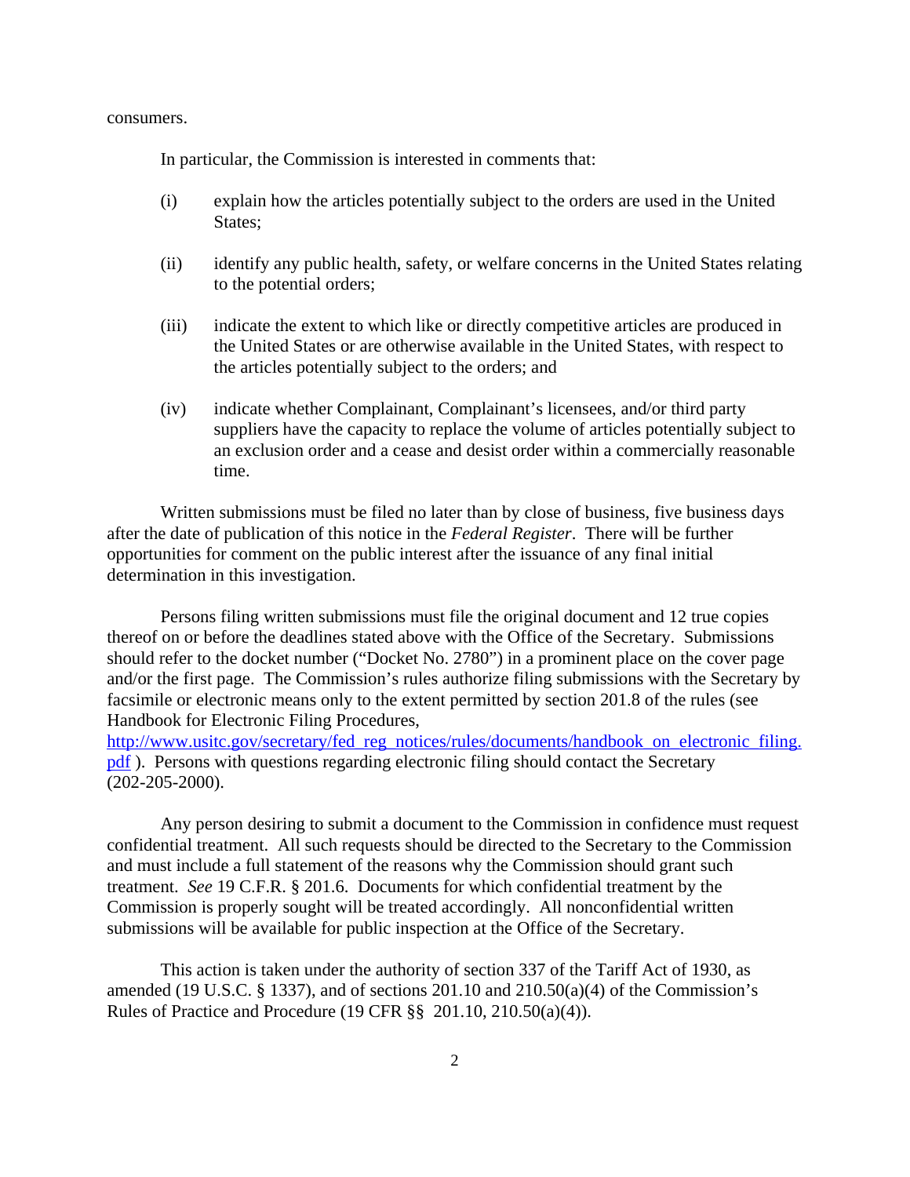consumers.

In particular, the Commission is interested in comments that:

(i) explain how the articles potentially subject to the orders are used in the United States;

(ii) identify any public health, safety, or welfare concerns in the United States relating to the potential orders;

(iii) indicate the extent to which like or directly competitive articles are produced in the United States or are otherwise available in the United States, with respect to the articles potentially subject to the orders; and

(iv) indicate whether Complainant, Complainant's licensees, and/or third party suppliers have the capacity to replace the volume of articles potentially subject to an exclusion order and a cease and desist order within a commercially reasonable time.

Written submissions must be filed no later than by close of business, five business days after the date of publication of this notice in the *Federal Register*. There will be further opportunities for comment on the public interest after the issuance of any final initial determination in this investigation.

Persons filing written submissions must file the original document and 12 true copies thereof on or before the deadlines stated above with the Office of the Secretary. Submissions should refer to the docket number ("Docket No. 2780") in a prominent place on the cover page and/or the first page. The Commission's rules authorize filing submissions with the Secretary by facsimile or electronic means only to the extent permitted by section 201.8 of the rules (see Handbook for Electronic Filing Procedures, http://www.usitc.gov/secretary/fed_reg_notices/rules/documents/handbook_on_electronic_filing.pdf ). Persons with questions regarding electronic filing should contact the Secretary (202-205-2000).

Any person desiring to submit a document to the Commission in confidence must request confidential treatment. All such requests should be directed to the Secretary to the Commission and must include a full statement of the reasons why the Commission should grant such treatment. *See* 19 C.F.R. § 201.6. Documents for which confidential treatment by the Commission is properly sought will be treated accordingly. All nonconfidential written submissions will be available for public inspection at the Office of the Secretary.

This action is taken under the authority of section 337 of the Tariff Act of 1930, as amended (19 U.S.C. § 1337), and of sections 201.10 and 210.50(a)(4) of the Commission's Rules of Practice and Procedure (19 CFR §§ 201.10, 210.50(a)(4)).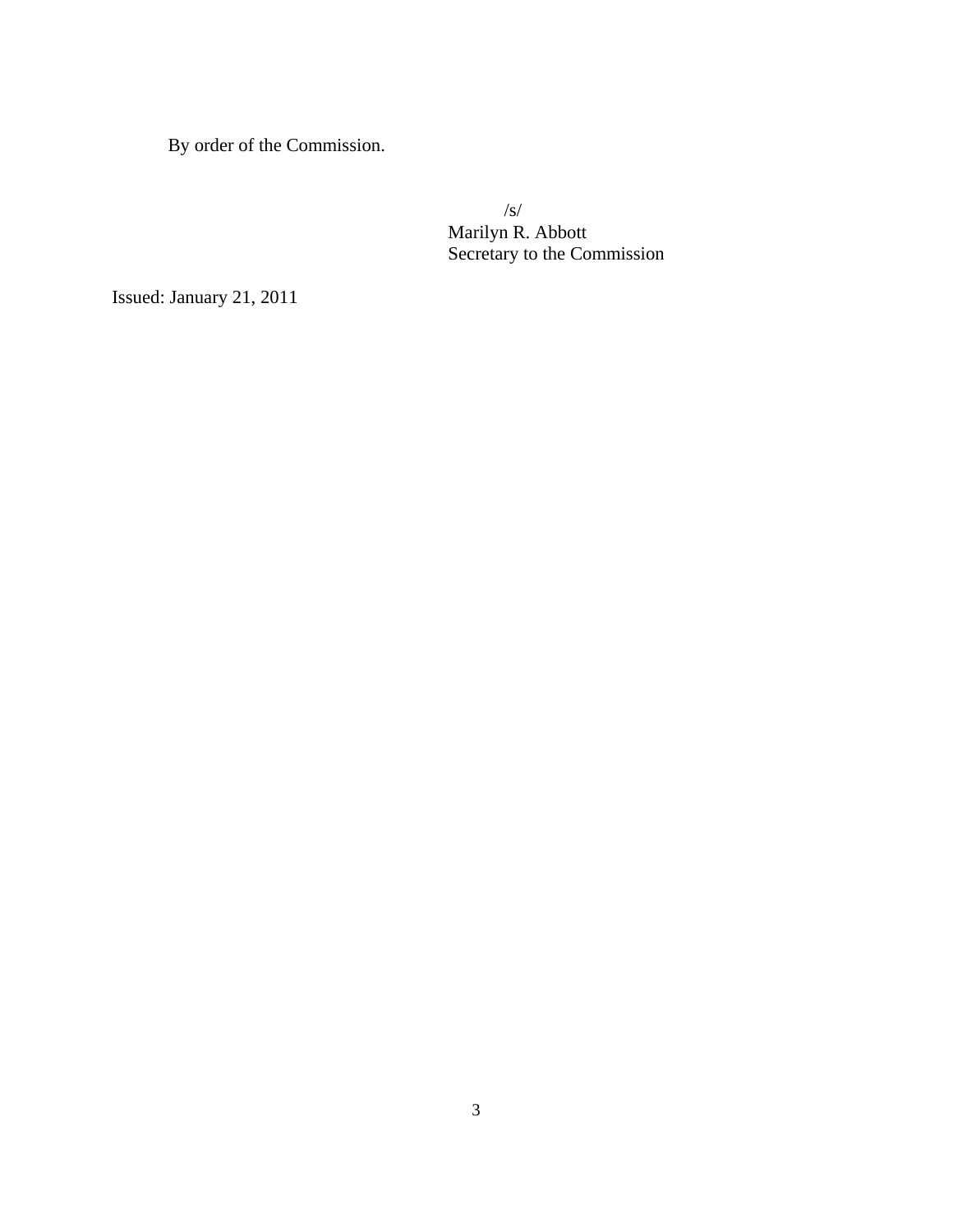By order of the Commission.

/s/
Marilyn R. Abbott
Secretary to the Commission

Issued: January 21, 2011